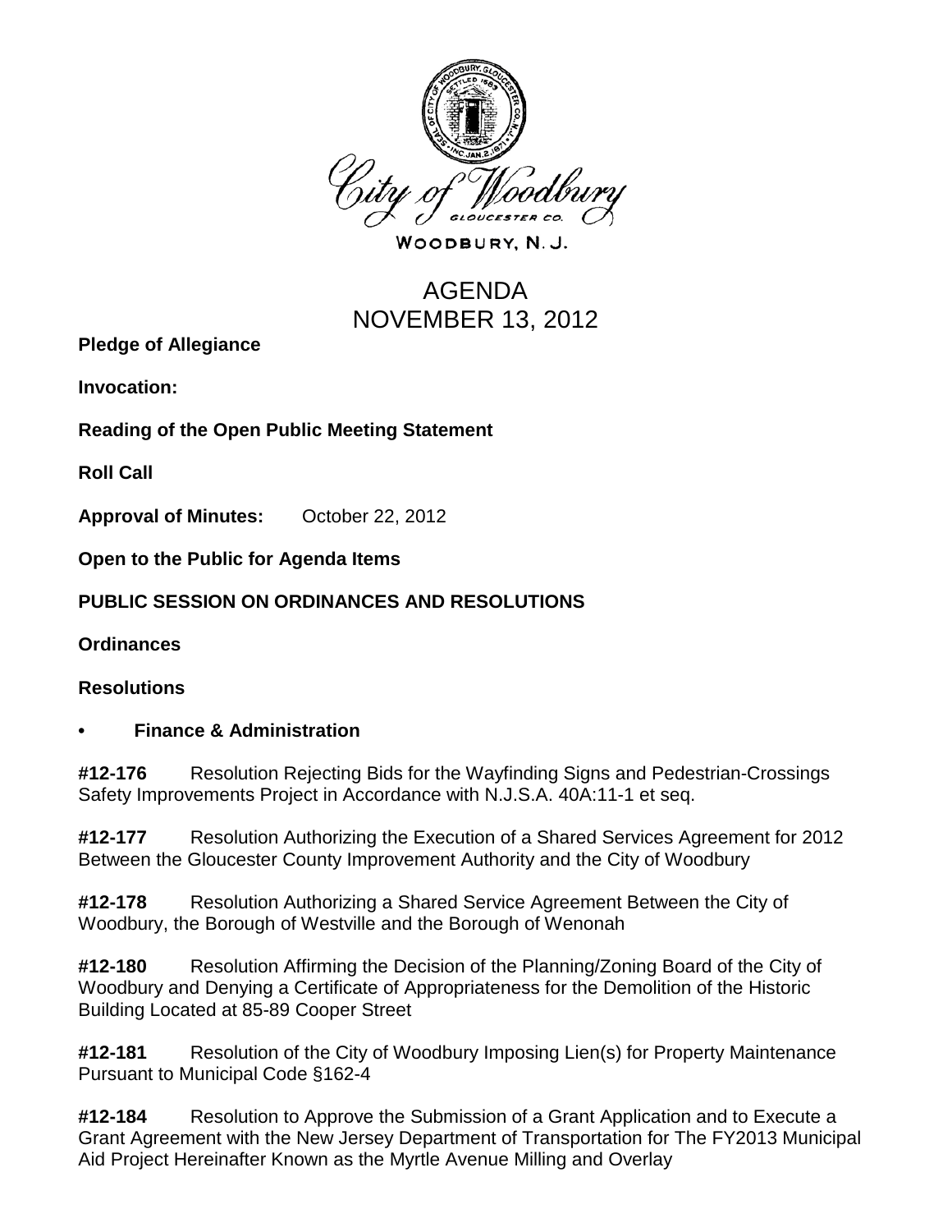City of Woodbury

GLOUCESTER CO.

WOODBURY, N. J.

# AGENDA
# NOVEMBER 13, 2012

**Pledge of Allegiance**

**Invocation:**

**Reading of the Open Public Meeting Statement**

**Roll Call**

**Approval of Minutes:** October 22, 2012

**Open to the Public for Agenda Items**

**PUBLIC SESSION ON ORDINANCES AND RESOLUTIONS**

**Ordinances**

**Resolutions**

- **Finance & Administration**

**#12-176** Resolution Rejecting Bids for the Wayfinding Signs and Pedestrian-Crossings Safety Improvements Project in Accordance with N.J.S.A. 40A:11-1 et seq.

**#12-177** Resolution Authorizing the Execution of a Shared Services Agreement for 2012 Between the Gloucester County Improvement Authority and the City of Woodbury

**#12-178** Resolution Authorizing a Shared Service Agreement Between the City of Woodbury, the Borough of Westville and the Borough of Wenonah

**#12-180** Resolution Affirming the Decision of the Planning/Zoning Board of the City of Woodbury and Denying a Certificate of Appropriateness for the Demolition of the Historic Building Located at 85-89 Cooper Street

**#12-181** Resolution of the City of Woodbury Imposing Lien(s) for Property Maintenance Pursuant to Municipal Code §162-4

**#12-184** Resolution to Approve the Submission of a Grant Application and to Execute a Grant Agreement with the New Jersey Department of Transportation for The FY2013 Municipal Aid Project Hereinafter Known as the Myrtle Avenue Milling and Overlay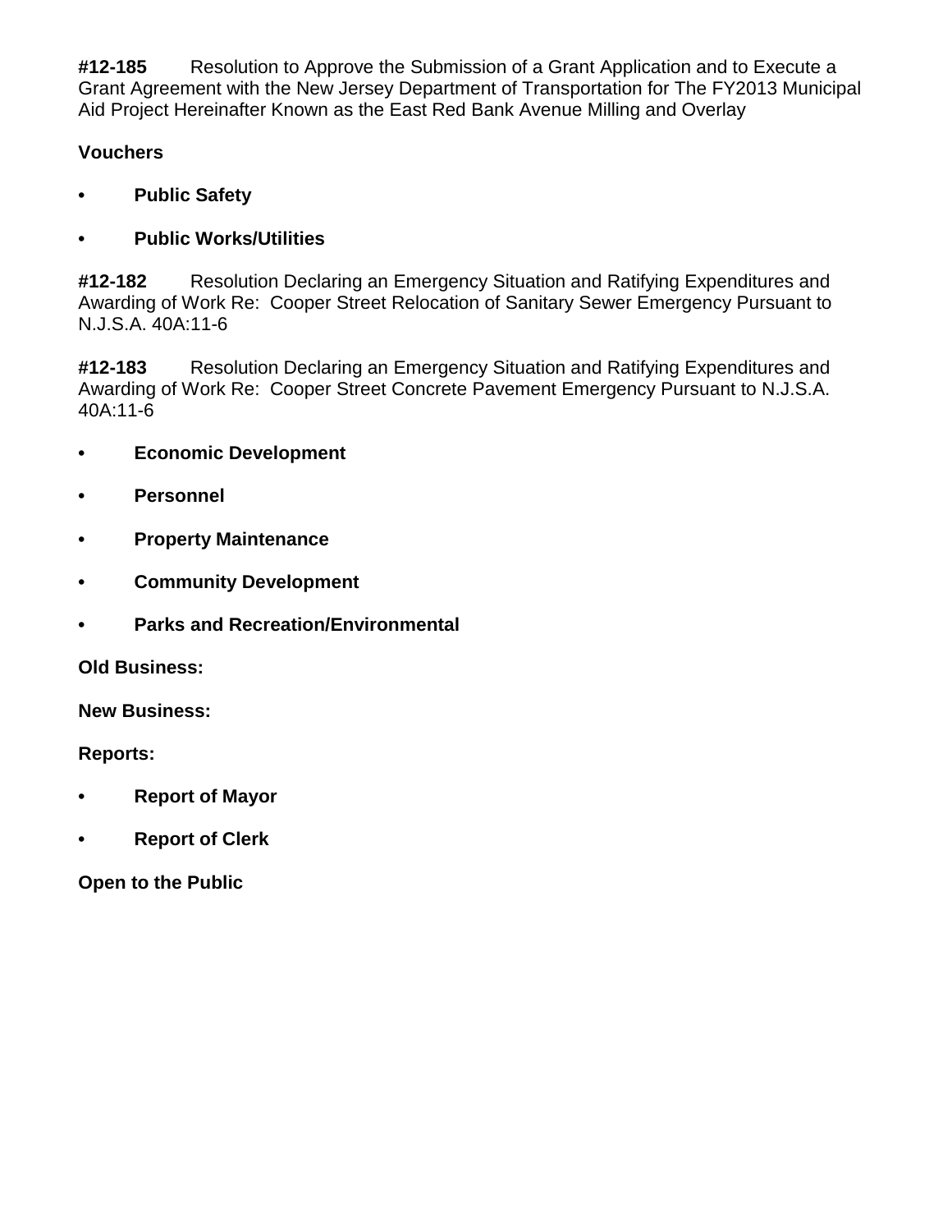**#12-185** Resolution to Approve the Submission of a Grant Application and to Execute a Grant Agreement with the New Jersey Department of Transportation for The FY2013 Municipal Aid Project Hereinafter Known as the East Red Bank Avenue Milling and Overlay

**Vouchers**

- **Public Safety**
- **Public Works/Utilities**

**#12-182** Resolution Declaring an Emergency Situation and Ratifying Expenditures and Awarding of Work Re: Cooper Street Relocation of Sanitary Sewer Emergency Pursuant to N.J.S.A. 40A:11-6

**#12-183** Resolution Declaring an Emergency Situation and Ratifying Expenditures and Awarding of Work Re: Cooper Street Concrete Pavement Emergency Pursuant to N.J.S.A. 40A:11-6

- **Economic Development**
- **Personnel**
- **Property Maintenance**
- **Community Development**
- **Parks and Recreation/Environmental**

**Old Business:**

**New Business:**

**Reports:**

- **Report of Mayor**
- **Report of Clerk**

**Open to the Public**